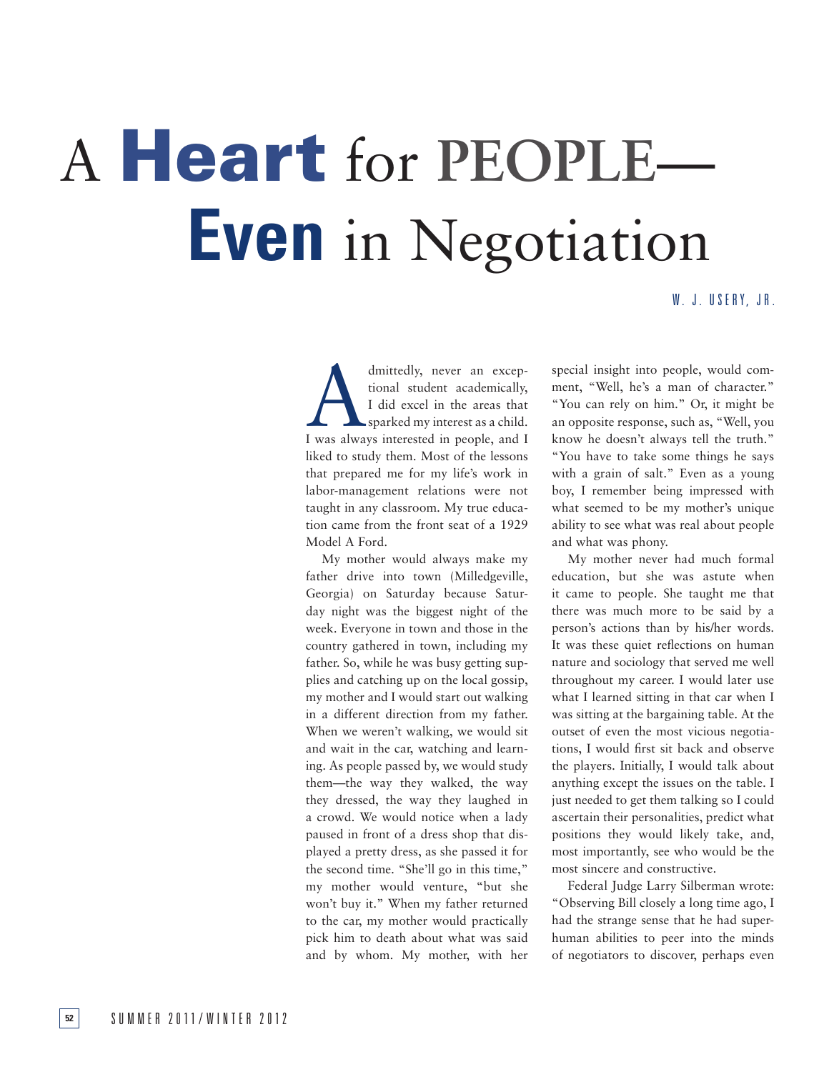# A Heart for PEOPLE— Even in Negotiation

W. J. USERY, JR.

Admittedly, never an exceptional student academically, I did excel in the areas that sparked my interest as a child. I was always interested in people, and I liked to study them. Most of the lessons that prepared me for my life's work in labor-management relations were not taught in any classroom. My true education came from the front seat of a 1929 Model A Ford.

My mother would always make my father drive into town (Milledgeville, Georgia) on Saturday because Saturday night was the biggest night of the week. Everyone in town and those in the country gathered in town, including my father. So, while he was busy getting supplies and catching up on the local gossip, my mother and I would start out walking in a different direction from my father. When we weren't walking, we would sit and wait in the car, watching and learning. As people passed by, we would study them—the way they walked, the way they dressed, the way they laughed in a crowd. We would notice when a lady paused in front of a dress shop that displayed a pretty dress, as she passed it for the second time. "She'll go in this time," my mother would venture, "but she won't buy it." When my father returned to the car, my mother would practically pick him to death about what was said and by whom. My mother, with her special insight into people, would comment, "Well, he's a man of character." "You can rely on him." Or, it might be an opposite response, such as, "Well, you know he doesn't always tell the truth." "You have to take some things he says with a grain of salt." Even as a young boy, I remember being impressed with what seemed to be my mother's unique ability to see what was real about people and what was phony.

My mother never had much formal education, but she was astute when it came to people. She taught me that there was much more to be said by a person's actions than by his/her words. It was these quiet reflections on human nature and sociology that served me well throughout my career. I would later use what I learned sitting in that car when I was sitting at the bargaining table. At the outset of even the most vicious negotiations, I would first sit back and observe the players. Initially, I would talk about anything except the issues on the table. I just needed to get them talking so I could ascertain their personalities, predict what positions they would likely take, and, most importantly, see who would be the most sincere and constructive.

Federal Judge Larry Silberman wrote: "Observing Bill closely a long time ago, I had the strange sense that he had superhuman abilities to peer into the minds of negotiators to discover, perhaps even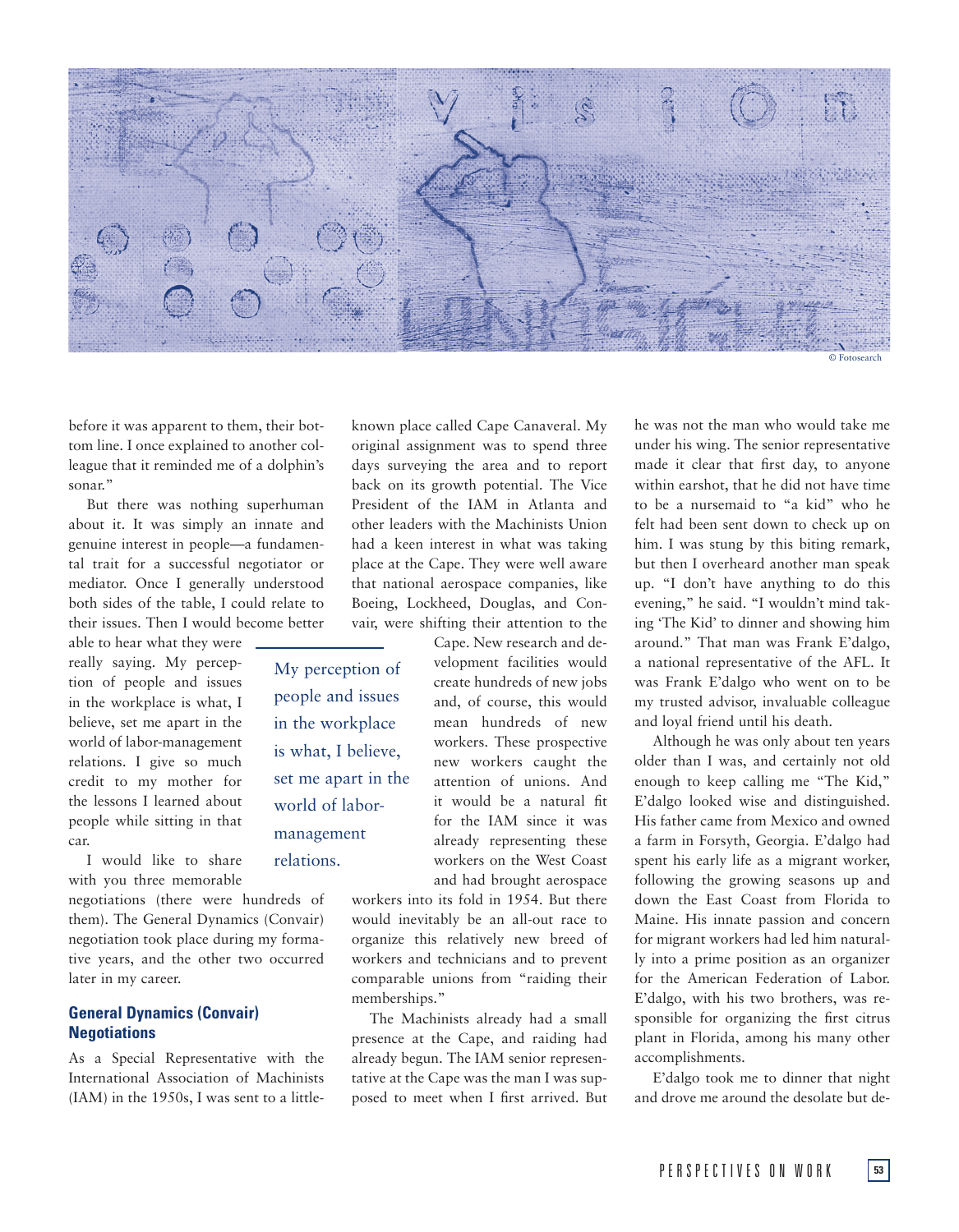before it was apparent to them, their bottom line. I once explained to another colleague that it reminded me of a dolphin's sonar."

But there was nothing superhuman about it. It was simply an innate and genuine interest in people—a fundamental trait for a successful negotiator or mediator. Once I generally understood both sides of the table, I could relate to their issues. Then I would become better able to hear what they were really saying. My perception of people and issues in the workplace is what, I believe, set me apart in the world of labor-management relations. I give so much credit to my mother for the lessons I learned about people while sitting in that car.

> My perception of people and issues in the workplace is what, I believe, set me apart in the world of labor-management relations.

I would like to share with you three memorable negotiations (there were hundreds of them). The General Dynamics (Convair) negotiation took place during my formative years, and the other two occurred later in my career.

## General Dynamics (Convair) Negotiations

As a Special Representative with the International Association of Machinists (IAM) in the 1950s, I was sent to a little-known place called Cape Canaveral. My original assignment was to spend three days surveying the area and to report back on its growth potential. The Vice President of the IAM in Atlanta and other leaders with the Machinists Union had a keen interest in what was taking place at the Cape. They were well aware that national aerospace companies, like Boeing, Lockheed, Douglas, and Convair, were shifting their attention to the Cape. New research and development facilities would create hundreds of new jobs and, of course, this would mean hundreds of new workers. These prospective new workers caught the attention of unions. And it would be a natural fit for the IAM since it was already representing these workers on the West Coast and had brought aerospace workers into its fold in 1954. But there would inevitably be an all-out race to organize this relatively new breed of workers and technicians and to prevent comparable unions from "raiding their memberships."

The Machinists already had a small presence at the Cape, and raiding had already begun. The IAM senior representative at the Cape was the man I was supposed to meet when I first arrived. But he was not the man who would take me under his wing. The senior representative made it clear that first day, to anyone within earshot, that he did not have time to be a nursemaid to "a kid" who he felt had been sent down to check up on him. I was stung by this biting remark, but then I overheard another man speak up. "I don't have anything to do this evening," he said. "I wouldn't mind taking 'The Kid' to dinner and showing him around." That man was Frank E'dalgo, a national representative of the AFL. It was Frank E'dalgo who went on to be my trusted advisor, invaluable colleague and loyal friend until his death.

Although he was only about ten years older than I was, and certainly not old enough to keep calling me "The Kid," E'dalgo looked wise and distinguished. His father came from Mexico and owned a farm in Forsyth, Georgia. E'dalgo had spent his early life as a migrant worker, following the growing seasons up and down the East Coast from Florida to Maine. His innate passion and concern for migrant workers had led him naturally into a prime position as an organizer for the American Federation of Labor. E'dalgo, with his two brothers, was responsible for organizing the first citrus plant in Florida, among his many other accomplishments.

E'dalgo took me to dinner that night and drove me around the desolate but de-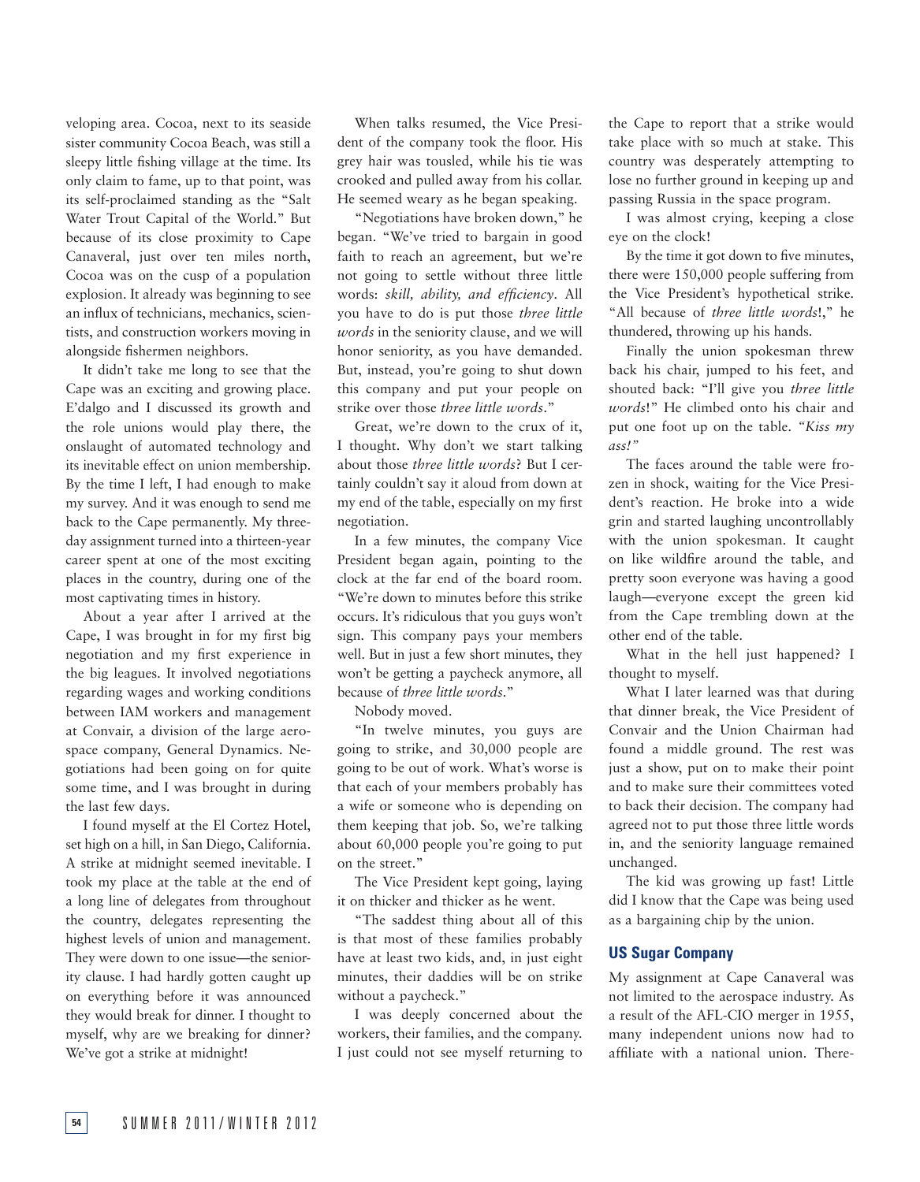veloping area. Cocoa, next to its seaside sister community Cocoa Beach, was still a sleepy little fishing village at the time. Its only claim to fame, up to that point, was its self-proclaimed standing as the "Salt Water Trout Capital of the World." But because of its close proximity to Cape Canaveral, just over ten miles north, Cocoa was on the cusp of a population explosion. It already was beginning to see an influx of technicians, mechanics, scientists, and construction workers moving in alongside fishermen neighbors.

It didn't take me long to see that the Cape was an exciting and growing place. E'dalgo and I discussed its growth and the role unions would play there, the onslaught of automated technology and its inevitable effect on union membership. By the time I left, I had enough to make my survey. And it was enough to send me back to the Cape permanently. My three-day assignment turned into a thirteen-year career spent at one of the most exciting places in the country, during one of the most captivating times in history.

About a year after I arrived at the Cape, I was brought in for my first big negotiation and my first experience in the big leagues. It involved negotiations regarding wages and working conditions between IAM workers and management at Convair, a division of the large aerospace company, General Dynamics. Negotiations had been going on for quite some time, and I was brought in during the last few days.

I found myself at the El Cortez Hotel, set high on a hill, in San Diego, California. A strike at midnight seemed inevitable. I took my place at the table at the end of a long line of delegates from throughout the country, delegates representing the highest levels of union and management. They were down to one issue—the seniority clause. I had hardly gotten caught up on everything before it was announced they would break for dinner. I thought to myself, why are we breaking for dinner? We've got a strike at midnight!

When talks resumed, the Vice President of the company took the floor. His grey hair was tousled, while his tie was crooked and pulled away from his collar. He seemed weary as he began speaking.

"Negotiations have broken down," he began. "We've tried to bargain in good faith to reach an agreement, but we're not going to settle without three little words: *skill, ability, and efficiency*. All you have to do is put those *three little words* in the seniority clause, and we will honor seniority, as you have demanded. But, instead, you're going to shut down this company and put your people on strike over those *three little words*."

Great, we're down to the crux of it, I thought. Why don't we start talking about those *three little words*? But I certainly couldn't say it aloud from down at my end of the table, especially on my first negotiation.

In a few minutes, the company Vice President began again, pointing to the clock at the far end of the board room. "We're down to minutes before this strike occurs. It's ridiculous that you guys won't sign. This company pays your members well. But in just a few short minutes, they won't be getting a paycheck anymore, all because of *three little words*."

Nobody moved.

"In twelve minutes, you guys are going to strike, and 30,000 people are going to be out of work. What's worse is that each of your members probably has a wife or someone who is depending on them keeping that job. So, we're talking about 60,000 people you're going to put on the street."

The Vice President kept going, laying it on thicker and thicker as he went.

"The saddest thing about all of this is that most of these families probably have at least two kids, and, in just eight minutes, their daddies will be on strike without a paycheck."

I was deeply concerned about the workers, their families, and the company. I just could not see myself returning to the Cape to report that a strike would take place with so much at stake. This country was desperately attempting to lose no further ground in keeping up and passing Russia in the space program.

I was almost crying, keeping a close eye on the clock!

By the time it got down to five minutes, there were 150,000 people suffering from the Vice President's hypothetical strike. "All because of *three little words*!," he thundered, throwing up his hands.

Finally the union spokesman threw back his chair, jumped to his feet, and shouted back: "I'll give you *three little words*!" He climbed onto his chair and put one foot up on the table. *"Kiss my ass!"*

The faces around the table were frozen in shock, waiting for the Vice President's reaction. He broke into a wide grin and started laughing uncontrollably with the union spokesman. It caught on like wildfire around the table, and pretty soon everyone was having a good laugh—everyone except the green kid from the Cape trembling down at the other end of the table.

What in the hell just happened? I thought to myself.

What I later learned was that during that dinner break, the Vice President of Convair and the Union Chairman had found a middle ground. The rest was just a show, put on to make their point and to make sure their committees voted to back their decision. The company had agreed not to put those three little words in, and the seniority language remained unchanged.

The kid was growing up fast! Little did I know that the Cape was being used as a bargaining chip by the union.

## US Sugar Company

My assignment at Cape Canaveral was not limited to the aerospace industry. As a result of the AFL-CIO merger in 1955, many independent unions now had to affiliate with a national union. There-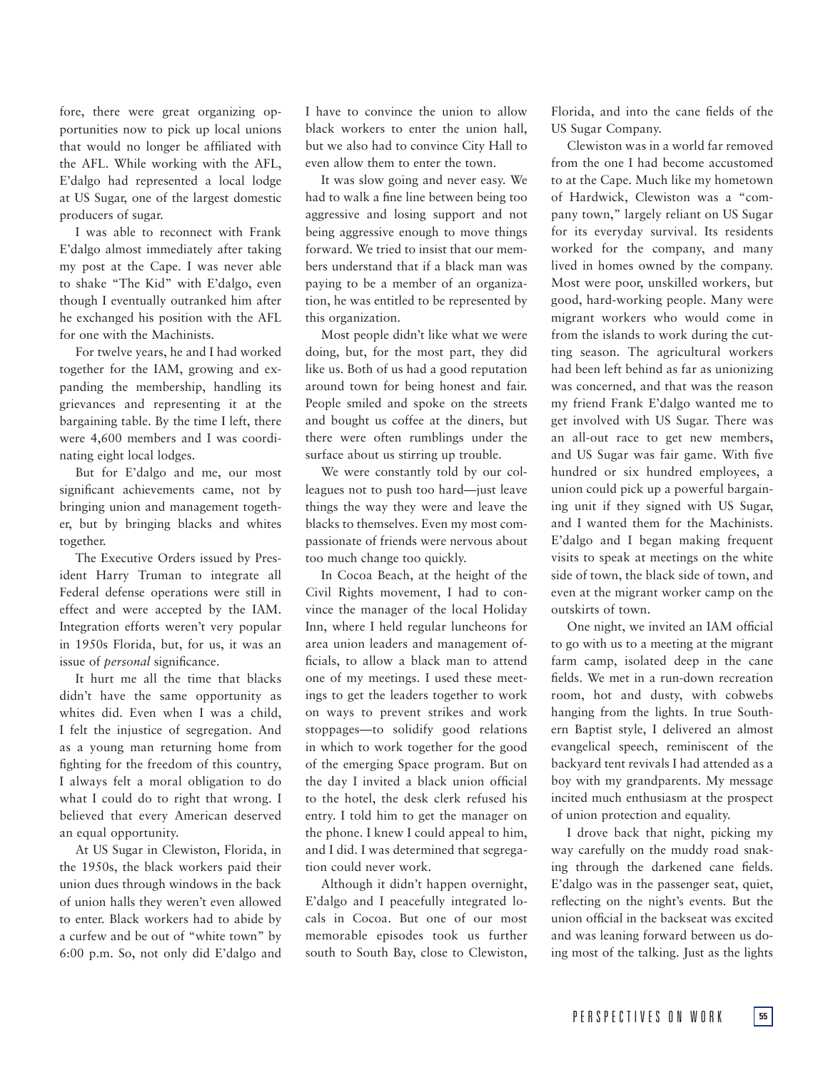fore, there were great organizing opportunities now to pick up local unions that would no longer be affiliated with the AFL. While working with the AFL, E'dalgo had represented a local lodge at US Sugar, one of the largest domestic producers of sugar.

I was able to reconnect with Frank E'dalgo almost immediately after taking my post at the Cape. I was never able to shake "The Kid" with E'dalgo, even though I eventually outranked him after he exchanged his position with the AFL for one with the Machinists.

For twelve years, he and I had worked together for the IAM, growing and expanding the membership, handling its grievances and representing it at the bargaining table. By the time I left, there were 4,600 members and I was coordinating eight local lodges.

But for E'dalgo and me, our most significant achievements came, not by bringing union and management together, but by bringing blacks and whites together.

The Executive Orders issued by President Harry Truman to integrate all Federal defense operations were still in effect and were accepted by the IAM. Integration efforts weren't very popular in 1950s Florida, but, for us, it was an issue of *personal* significance.

It hurt me all the time that blacks didn't have the same opportunity as whites did. Even when I was a child, I felt the injustice of segregation. And as a young man returning home from fighting for the freedom of this country, I always felt a moral obligation to do what I could do to right that wrong. I believed that every American deserved an equal opportunity.

At US Sugar in Clewiston, Florida, in the 1950s, the black workers paid their union dues through windows in the back of union halls they weren't even allowed to enter. Black workers had to abide by a curfew and be out of "white town" by 6:00 p.m. So, not only did E'dalgo and I have to convince the union to allow black workers to enter the union hall, but we also had to convince City Hall to even allow them to enter the town.

It was slow going and never easy. We had to walk a fine line between being too aggressive and losing support and not being aggressive enough to move things forward. We tried to insist that our members understand that if a black man was paying to be a member of an organization, he was entitled to be represented by this organization.

Most people didn't like what we were doing, but, for the most part, they did like us. Both of us had a good reputation around town for being honest and fair. People smiled and spoke on the streets and bought us coffee at the diners, but there were often rumblings under the surface about us stirring up trouble.

We were constantly told by our colleagues not to push too hard—just leave things the way they were and leave the blacks to themselves. Even my most compassionate of friends were nervous about too much change too quickly.

In Cocoa Beach, at the height of the Civil Rights movement, I had to convince the manager of the local Holiday Inn, where I held regular luncheons for area union leaders and management officials, to allow a black man to attend one of my meetings. I used these meetings to get the leaders together to work on ways to prevent strikes and work stoppages—to solidify good relations in which to work together for the good of the emerging Space program. But on the day I invited a black union official to the hotel, the desk clerk refused his entry. I told him to get the manager on the phone. I knew I could appeal to him, and I did. I was determined that segregation could never work.

Although it didn't happen overnight, E'dalgo and I peacefully integrated locals in Cocoa. But one of our most memorable episodes took us further south to South Bay, close to Clewiston, Florida, and into the cane fields of the US Sugar Company.

Clewiston was in a world far removed from the one I had become accustomed to at the Cape. Much like my hometown of Hardwick, Clewiston was a "company town," largely reliant on US Sugar for its everyday survival. Its residents worked for the company, and many lived in homes owned by the company. Most were poor, unskilled workers, but good, hard-working people. Many were migrant workers who would come in from the islands to work during the cutting season. The agricultural workers had been left behind as far as unionizing was concerned, and that was the reason my friend Frank E'dalgo wanted me to get involved with US Sugar. There was an all-out race to get new members, and US Sugar was fair game. With five hundred or six hundred employees, a union could pick up a powerful bargaining unit if they signed with US Sugar, and I wanted them for the Machinists. E'dalgo and I began making frequent visits to speak at meetings on the white side of town, the black side of town, and even at the migrant worker camp on the outskirts of town.

One night, we invited an IAM official to go with us to a meeting at the migrant farm camp, isolated deep in the cane fields. We met in a run-down recreation room, hot and dusty, with cobwebs hanging from the lights. In true Southern Baptist style, I delivered an almost evangelical speech, reminiscent of the backyard tent revivals I had attended as a boy with my grandparents. My message incited much enthusiasm at the prospect of union protection and equality.

I drove back that night, picking my way carefully on the muddy road snaking through the darkened cane fields. E'dalgo was in the passenger seat, quiet, reflecting on the night's events. But the union official in the backseat was excited and was leaning forward between us doing most of the talking. Just as the lights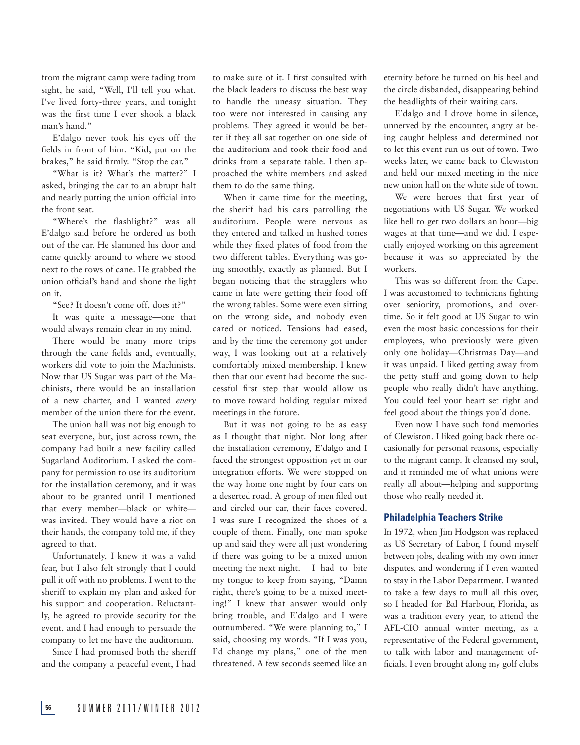from the migrant camp were fading from sight, he said, "Well, I'll tell you what. I've lived forty-three years, and tonight was the first time I ever shook a black man's hand."

E'dalgo never took his eyes off the fields in front of him. "Kid, put on the brakes," he said firmly. "Stop the car."

"What is it? What's the matter?" I asked, bringing the car to an abrupt halt and nearly putting the union official into the front seat.

"Where's the flashlight?" was all E'dalgo said before he ordered us both out of the car. He slammed his door and came quickly around to where we stood next to the rows of cane. He grabbed the union official's hand and shone the light on it.

"See? It doesn't come off, does it?"

It was quite a message—one that would always remain clear in my mind.

There would be many more trips through the cane fields and, eventually, workers did vote to join the Machinists. Now that US Sugar was part of the Machinists, there would be an installation of a new charter, and I wanted *every* member of the union there for the event.

The union hall was not big enough to seat everyone, but, just across town, the company had built a new facility called Sugarland Auditorium. I asked the company for permission to use its auditorium for the installation ceremony, and it was about to be granted until I mentioned that every member—black or white—was invited. They would have a riot on their hands, the company told me, if they agreed to that.

Unfortunately, I knew it was a valid fear, but I also felt strongly that I could pull it off with no problems. I went to the sheriff to explain my plan and asked for his support and cooperation. Reluctantly, he agreed to provide security for the event, and I had enough to persuade the company to let me have the auditorium.

Since I had promised both the sheriff and the company a peaceful event, I had to make sure of it. I first consulted with the black leaders to discuss the best way to handle the uneasy situation. They too were not interested in causing any problems. They agreed it would be better if they all sat together on one side of the auditorium and took their food and drinks from a separate table. I then approached the white members and asked them to do the same thing.

When it came time for the meeting, the sheriff had his cars patrolling the auditorium. People were nervous as they entered and talked in hushed tones while they fixed plates of food from the two different tables. Everything was going smoothly, exactly as planned. But I began noticing that the stragglers who came in late were getting their food off the wrong tables. Some were even sitting on the wrong side, and nobody even cared or noticed. Tensions had eased, and by the time the ceremony got under way, I was looking out at a relatively comfortably mixed membership. I knew then that our event had become the successful first step that would allow us to move toward holding regular mixed meetings in the future.

But it was not going to be as easy as I thought that night. Not long after the installation ceremony, E'dalgo and I faced the strongest opposition yet in our integration efforts. We were stopped on the way home one night by four cars on a deserted road. A group of men filed out and circled our car, their faces covered. I was sure I recognized the shoes of a couple of them. Finally, one man spoke up and said they were all just wondering if there was going to be a mixed union meeting the next night. I had to bite my tongue to keep from saying, "Damn right, there's going to be a mixed meeting!" I knew that answer would only bring trouble, and E'dalgo and I were outnumbered. "We were planning to," I said, choosing my words. "If I was you, I'd change my plans," one of the men threatened. A few seconds seemed like an eternity before he turned on his heel and the circle disbanded, disappearing behind the headlights of their waiting cars.

E'dalgo and I drove home in silence, unnerved by the encounter, angry at being caught helpless and determined not to let this event run us out of town. Two weeks later, we came back to Clewiston and held our mixed meeting in the nice new union hall on the white side of town.

We were heroes that first year of negotiations with US Sugar. We worked like hell to get two dollars an hour—big wages at that time—and we did. I especially enjoyed working on this agreement because it was so appreciated by the workers.

This was so different from the Cape. I was accustomed to technicians fighting over seniority, promotions, and overtime. So it felt good at US Sugar to win even the most basic concessions for their employees, who previously were given only one holiday—Christmas Day—and it was unpaid. I liked getting away from the petty stuff and going down to help people who really didn't have anything. You could feel your heart set right and feel good about the things you'd done.

Even now I have such fond memories of Clewiston. I liked going back there occasionally for personal reasons, especially to the migrant camp. It cleansed my soul, and it reminded me of what unions were really all about—helping and supporting those who really needed it.

## Philadelphia Teachers Strike

In 1972, when Jim Hodgson was replaced as US Secretary of Labor, I found myself between jobs, dealing with my own inner disputes, and wondering if I even wanted to stay in the Labor Department. I wanted to take a few days to mull all this over, so I headed for Bal Harbour, Florida, as was a tradition every year, to attend the AFL-CIO annual winter meeting, as a representative of the Federal government, to talk with labor and management officials. I even brought along my golf clubs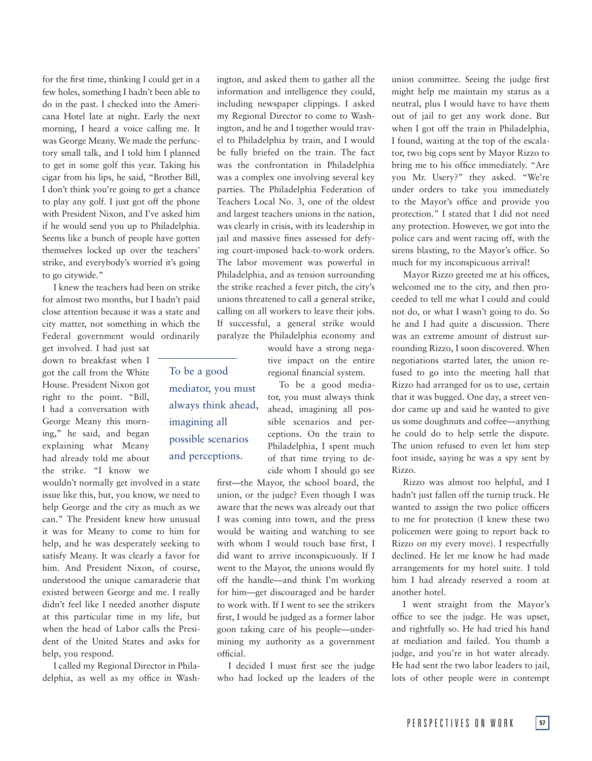for the first time, thinking I could get in a few holes, something I hadn't been able to do in the past. I checked into the Americana Hotel late at night. Early the next morning, I heard a voice calling me. It was George Meany. We made the perfunctory small talk, and I told him I planned to get in some golf this year. Taking his cigar from his lips, he said, "Brother Bill, I don't think you're going to get a chance to play any golf. I just got off the phone with President Nixon, and I've asked him if he would send you up to Philadelphia. Seems like a bunch of people have gotten themselves locked up over the teachers' strike, and everybody's worried it's going to go citywide."

I knew the teachers had been on strike for almost two months, but I hadn't paid close attention because it was a state and city matter, not something in which the Federal government would ordinarily get involved. I had just sat down to breakfast when I got the call from the White House. President Nixon got right to the point. "Bill, I had a conversation with George Meany this morning," he said, and began explaining what Meany had already told me about the strike. "I know we wouldn't normally get involved in a state issue like this, but, you know, we need to help George and the city as much as we can." The President knew how unusual it was for Meany to come to him for help, and he was desperately seeking to satisfy Meany. It was clearly a favor for him. And President Nixon, of course, understood the unique camaraderie that existed between George and me. I really didn't feel like I needed another dispute at this particular time in my life, but when the head of Labor calls the President of the United States and asks for help, you respond.

I called my Regional Director in Philadelphia, as well as my office in Washington, and asked them to gather all the information and intelligence they could, including newspaper clippings. I asked my Regional Director to come to Washington, and he and I together would travel to Philadelphia by train, and I would be fully briefed on the train. The fact was the confrontation in Philadelphia was a complex one involving several key parties. The Philadelphia Federation of Teachers Local No. 3, one of the oldest and largest teachers unions in the nation, was clearly in crisis, with its leadership in jail and massive fines assessed for defying court-imposed back-to-work orders. The labor movement was powerful in Philadelphia, and as tension surrounding the strike reached a fever pitch, the city's unions threatened to call a general strike, calling on all workers to leave their jobs. If successful, a general strike would paralyze the Philadelphia economy and would have a strong negative impact on the entire regional financial system.

> To be a good mediator, you must always think ahead, imagining all possible scenarios and perceptions.

To be a good mediator, you must always think ahead, imagining all possible scenarios and perceptions. On the train to Philadelphia, I spent much of that time trying to decide whom I should go see first—the Mayor, the school board, the union, or the judge? Even though I was aware that the news was already out that I was coming into town, and the press would be waiting and watching to see with whom I would touch base first, I did want to arrive inconspicuously. If I went to the Mayor, the unions would fly off the handle—and think I'm working for him—get discouraged and be harder to work with. If I went to see the strikers first, I would be judged as a former labor goon taking care of his people—undermining my authority as a government official.

I decided I must first see the judge who had locked up the leaders of the union committee. Seeing the judge first might help me maintain my status as a neutral, plus I would have to have them out of jail to get any work done. But when I got off the train in Philadelphia, I found, waiting at the top of the escalator, two big cops sent by Mayor Rizzo to bring me to his office immediately. "Are you Mr. Usery?" they asked. "We're under orders to take you immediately to the Mayor's office and provide you protection." I stated that I did not need any protection. However, we got into the police cars and went racing off, with the sirens blasting, to the Mayor's office. So much for my inconspicuous arrival!

Mayor Rizzo greeted me at his offices, welcomed me to the city, and then proceeded to tell me what I could and could not do, or what I wasn't going to do. So he and I had quite a discussion. There was an extreme amount of distrust surrounding Rizzo, I soon discovered. When negotiations started later, the union refused to go into the meeting hall that Rizzo had arranged for us to use, certain that it was bugged. One day, a street vendor came up and said he wanted to give us some doughnuts and coffee—anything he could do to help settle the dispute. The union refused to even let him step foot inside, saying he was a spy sent by Rizzo.

Rizzo was almost too helpful, and I hadn't just fallen off the turnip truck. He wanted to assign the two police officers to me for protection (I knew these two policemen were going to report back to Rizzo on my every move). I respectfully declined. He let me know he had made arrangements for my hotel suite. I told him I had already reserved a room at another hotel.

I went straight from the Mayor's office to see the judge. He was upset, and rightfully so. He had tried his hand at mediation and failed. You thumb a judge, and you're in hot water already. He had sent the two labor leaders to jail, lots of other people were in contempt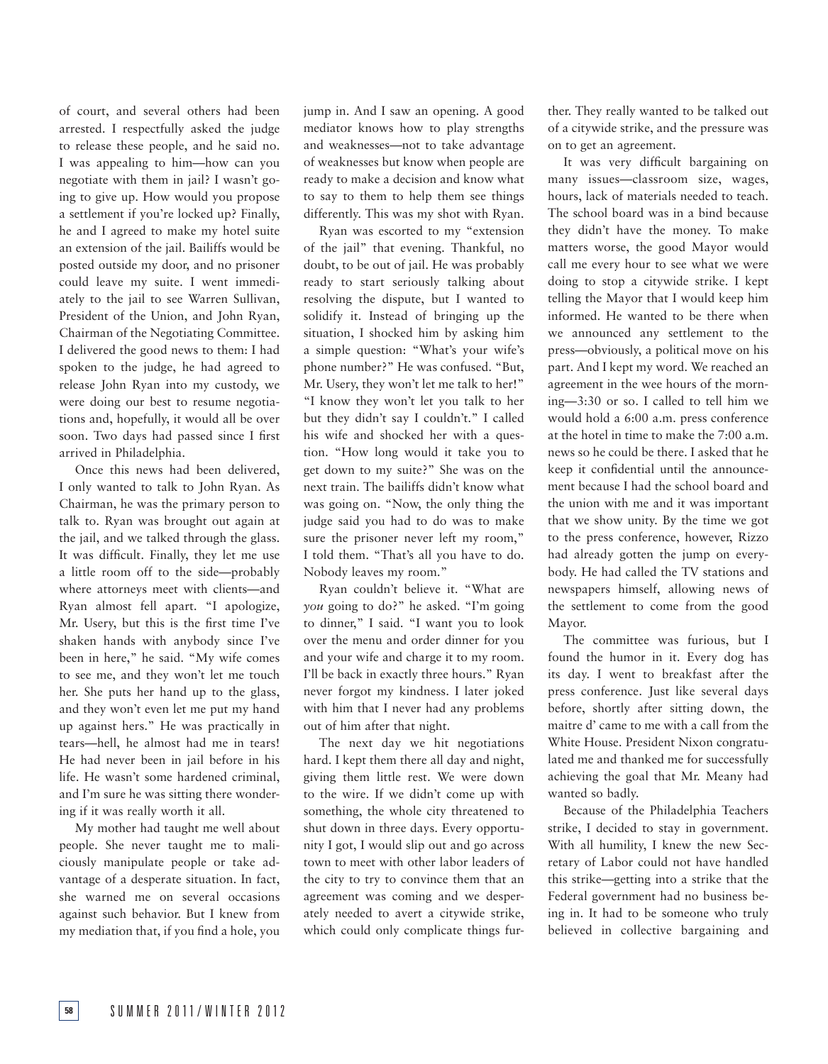of court, and several others had been arrested. I respectfully asked the judge to release these people, and he said no. I was appealing to him—how can you negotiate with them in jail? I wasn't going to give up. How would you propose a settlement if you're locked up? Finally, he and I agreed to make my hotel suite an extension of the jail. Bailiffs would be posted outside my door, and no prisoner could leave my suite. I went immediately to the jail to see Warren Sullivan, President of the Union, and John Ryan, Chairman of the Negotiating Committee. I delivered the good news to them: I had spoken to the judge, he had agreed to release John Ryan into my custody, we were doing our best to resume negotiations and, hopefully, it would all be over soon. Two days had passed since I first arrived in Philadelphia.

Once this news had been delivered, I only wanted to talk to John Ryan. As Chairman, he was the primary person to talk to. Ryan was brought out again at the jail, and we talked through the glass. It was difficult. Finally, they let me use a little room off to the side—probably where attorneys meet with clients—and Ryan almost fell apart. "I apologize, Mr. Usery, but this is the first time I've shaken hands with anybody since I've been in here," he said. "My wife comes to see me, and they won't let me touch her. She puts her hand up to the glass, and they won't even let me put my hand up against hers." He was practically in tears—hell, he almost had me in tears! He had never been in jail before in his life. He wasn't some hardened criminal, and I'm sure he was sitting there wondering if it was really worth it all.

My mother had taught me well about people. She never taught me to maliciously manipulate people or take advantage of a desperate situation. In fact, she warned me on several occasions against such behavior. But I knew from my mediation that, if you find a hole, you jump in. And I saw an opening. A good mediator knows how to play strengths and weaknesses—not to take advantage of weaknesses but know when people are ready to make a decision and know what to say to them to help them see things differently. This was my shot with Ryan.

Ryan was escorted to my "extension of the jail" that evening. Thankful, no doubt, to be out of jail. He was probably ready to start seriously talking about resolving the dispute, but I wanted to solidify it. Instead of bringing up the situation, I shocked him by asking him a simple question: "What's your wife's phone number?" He was confused. "But, Mr. Usery, they won't let me talk to her!" "I know they won't let you talk to her but they didn't say I couldn't." I called his wife and shocked her with a question. "How long would it take you to get down to my suite?" She was on the next train. The bailiffs didn't know what was going on. "Now, the only thing the judge said you had to do was to make sure the prisoner never left my room," I told them. "That's all you have to do. Nobody leaves my room."

Ryan couldn't believe it. "What are *you* going to do?" he asked. "I'm going to dinner," I said. "I want you to look over the menu and order dinner for you and your wife and charge it to my room. I'll be back in exactly three hours." Ryan never forgot my kindness. I later joked with him that I never had any problems out of him after that night.

The next day we hit negotiations hard. I kept them there all day and night, giving them little rest. We were down to the wire. If we didn't come up with something, the whole city threatened to shut down in three days. Every opportunity I got, I would slip out and go across town to meet with other labor leaders of the city to try to convince them that an agreement was coming and we desperately needed to avert a citywide strike, which could only complicate things further. They really wanted to be talked out of a citywide strike, and the pressure was on to get an agreement.

It was very difficult bargaining on many issues—classroom size, wages, hours, lack of materials needed to teach. The school board was in a bind because they didn't have the money. To make matters worse, the good Mayor would call me every hour to see what we were doing to stop a citywide strike. I kept telling the Mayor that I would keep him informed. He wanted to be there when we announced any settlement to the press—obviously, a political move on his part. And I kept my word. We reached an agreement in the wee hours of the morning—3:30 or so. I called to tell him we would hold a 6:00 a.m. press conference at the hotel in time to make the 7:00 a.m. news so he could be there. I asked that he keep it confidential until the announcement because I had the school board and the union with me and it was important that we show unity. By the time we got to the press conference, however, Rizzo had already gotten the jump on everybody. He had called the TV stations and newspapers himself, allowing news of the settlement to come from the good Mayor.

The committee was furious, but I found the humor in it. Every dog has its day. I went to breakfast after the press conference. Just like several days before, shortly after sitting down, the maitre d' came to me with a call from the White House. President Nixon congratulated me and thanked me for successfully achieving the goal that Mr. Meany had wanted so badly.

Because of the Philadelphia Teachers strike, I decided to stay in government. With all humility, I knew the new Secretary of Labor could not have handled this strike—getting into a strike that the Federal government had no business being in. It had to be someone who truly believed in collective bargaining and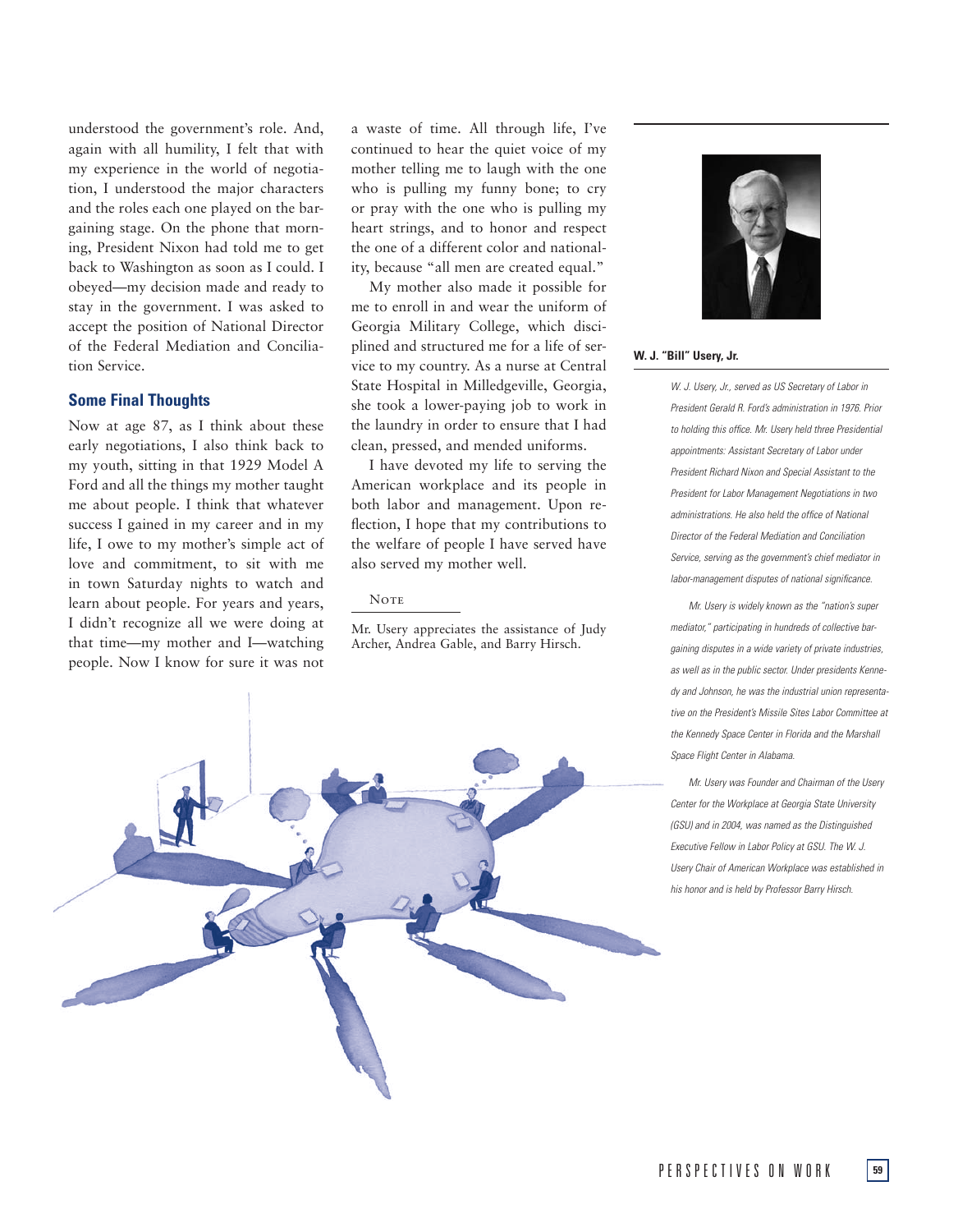understood the government's role. And, again with all humility, I felt that with my experience in the world of negotiation, I understood the major characters and the roles each one played on the bargaining stage. On the phone that morning, President Nixon had told me to get back to Washington as soon as I could. I obeyed—my decision made and ready to stay in the government. I was asked to accept the position of National Director of the Federal Mediation and Conciliation Service.

## Some Final Thoughts

Now at age 87, as I think about these early negotiations, I also think back to my youth, sitting in that 1929 Model A Ford and all the things my mother taught me about people. I think that whatever success I gained in my career and in my life, I owe to my mother's simple act of love and commitment, to sit with me in town Saturday nights to watch and learn about people. For years and years, I didn't recognize all we were doing at that time—my mother and I—watching people. Now I know for sure it was not a waste of time. All through life, I've continued to hear the quiet voice of my mother telling me to laugh with the one who is pulling my funny bone; to cry or pray with the one who is pulling my heart strings, and to honor and respect the one of a different color and nationality, because "all men are created equal."

My mother also made it possible for me to enroll in and wear the uniform of Georgia Military College, which disciplined and structured me for a life of service to my country. As a nurse at Central State Hospital in Milledgeville, Georgia, she took a lower-paying job to work in the laundry in order to ensure that I had clean, pressed, and mended uniforms.

I have devoted my life to serving the American workplace and its people in both labor and management. Upon reflection, I hope that my contributions to the welfare of people I have served have also served my mother well.

### Note

Mr. Usery appreciates the assistance of Judy Archer, Andrea Gable, and Barry Hirsch.

**W. J. "Bill" Usery, Jr.**

*W. J. Usery, Jr., served as US Secretary of Labor in President Gerald R. Ford's administration in 1976. Prior to holding this office. Mr. Usery held three Presidential appointments: Assistant Secretary of Labor under President Richard Nixon and Special Assistant to the President for Labor Management Negotiations in two administrations. He also held the office of National Director of the Federal Mediation and Conciliation Service, serving as the government's chief mediator in labor-management disputes of national significance.*

*Mr. Usery is widely known as the "nation's super mediator," participating in hundreds of collective bargaining disputes in a wide variety of private industries, as well as in the public sector. Under presidents Kennedy and Johnson, he was the industrial union representative on the President's Missile Sites Labor Committee at the Kennedy Space Center in Florida and the Marshall Space Flight Center in Alabama.*

*Mr. Usery was Founder and Chairman of the Usery Center for the Workplace at Georgia State University (GSU) and in 2004, was named as the Distinguished Executive Fellow in Labor Policy at GSU. The W. J. Usery Chair of American Workplace was established in his honor and is held by Professor Barry Hirsch.*